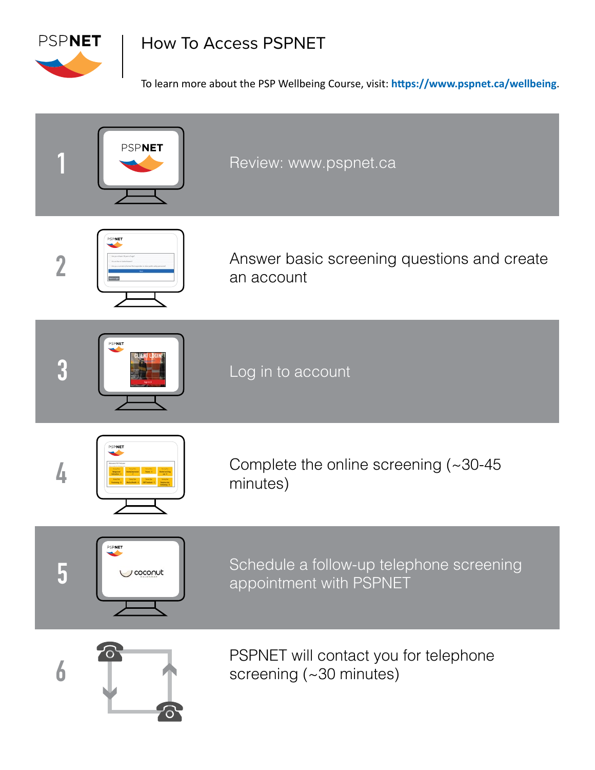PSPNET

# How To Access PSPNET

To learn more about the PSP Wellbeing Course, visit: **https://www.pspnet.ca/wellbeing**.

1. Review: www.pspnet.ca

2. Answer basic screening questions and create an account

3. Log in to account

4. Complete the online screening (~30-45 minutes)

5. Schedule a follow-up telephone screening appointment with PSPNET

6. PSPNET will contact you for telephone screening (~30 minutes)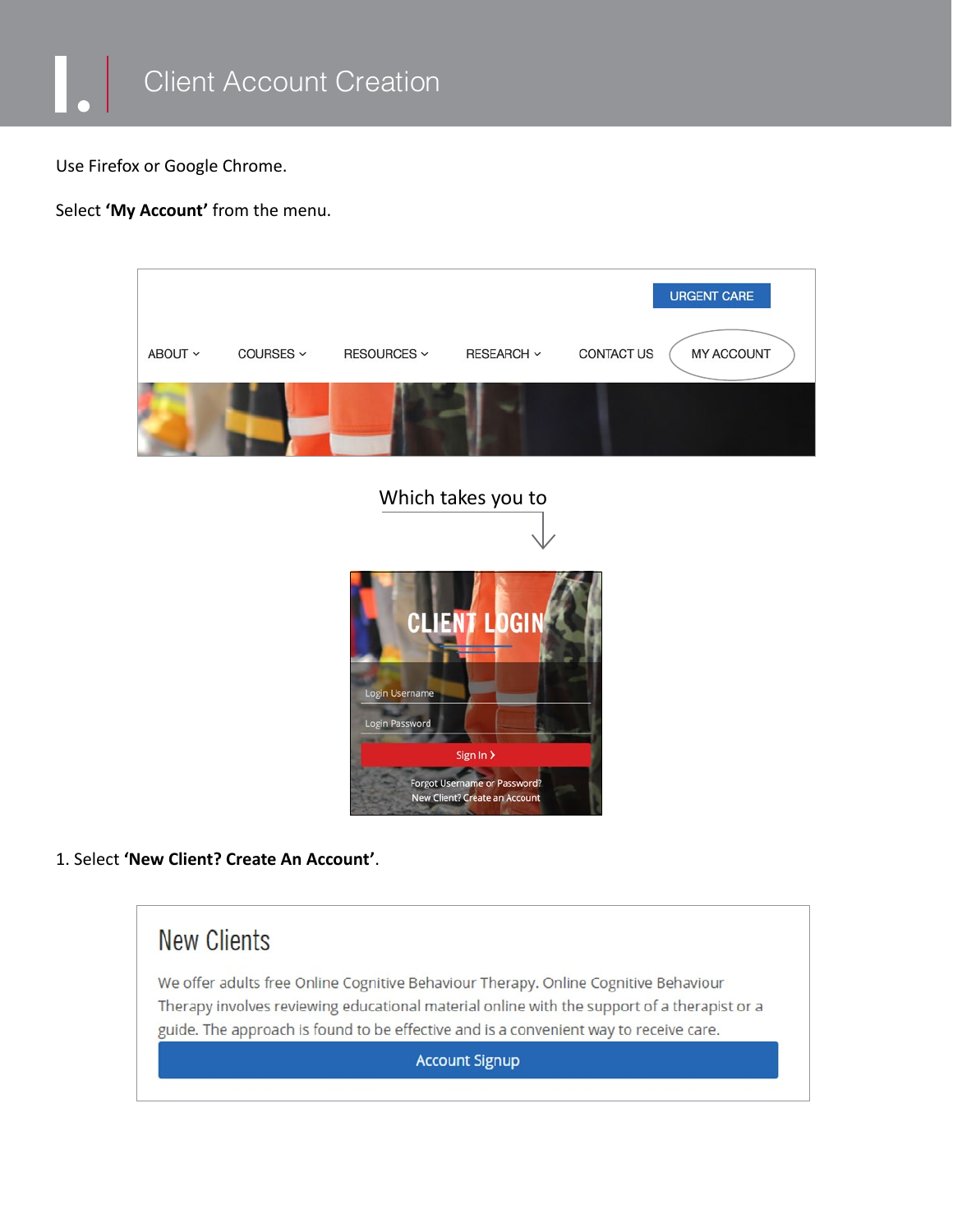# I. Client Account Creation

Use Firefox or Google Chrome.

Select **'My Account'** from the menu.

URGENT CARE

ABOUT | COURSES | RESOURCES | RESEARCH | CONTACT US | MY ACCOUNT

Which takes you to

CLIENT LOGIN

Login Username

Login Password

Sign In >

Forgot Username or Password?
New Client? Create an Account

1. Select **'New Client? Create An Account'**.

## New Clients

We offer adults free Online Cognitive Behaviour Therapy. Online Cognitive Behaviour Therapy involves reviewing educational material online with the support of a therapist or a guide. The approach is found to be effective and is a convenient way to receive care.

Account Signup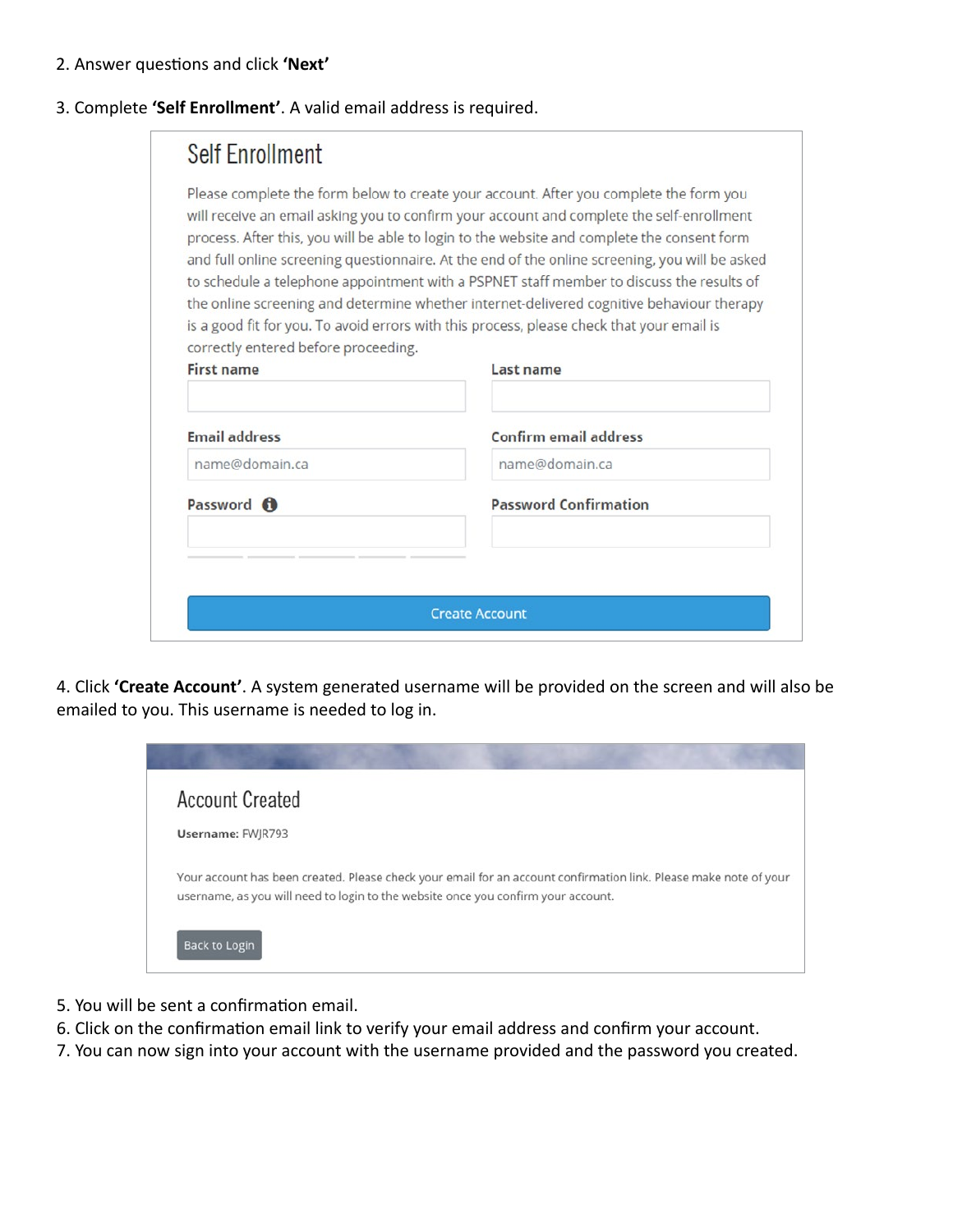2. Answer questions and click **'Next'**

3. Complete **'Self Enrollment'**. A valid email address is required.

## Self Enrollment

Please complete the form below to create your account. After you complete the form you will receive an email asking you to confirm your account and complete the self-enrollment process. After this, you will be able to login to the website and complete the consent form and full online screening questionnaire. At the end of the online screening, you will be asked to schedule a telephone appointment with a PSPNET staff member to discuss the results of the online screening and determine whether internet-delivered cognitive behaviour therapy is a good fit for you. To avoid errors with this process, please check that your email is correctly entered before proceeding.

**First name**

**Last name**

**Email address**

name@domain.ca

**Confirm email address**

name@domain.ca

**Password**

**Password Confirmation**

Create Account

4. Click **'Create Account'**. A system generated username will be provided on the screen and will also be emailed to you. This username is needed to log in.

## Account Created

**Username:** FWJR793

Your account has been created. Please check your email for an account confirmation link. Please make note of your username, as you will need to login to the website once you confirm your account.

Back to Login

5. You will be sent a confirmation email.
6. Click on the confirmation email link to verify your email address and confirm your account.
7. You can now sign into your account with the username provided and the password you created.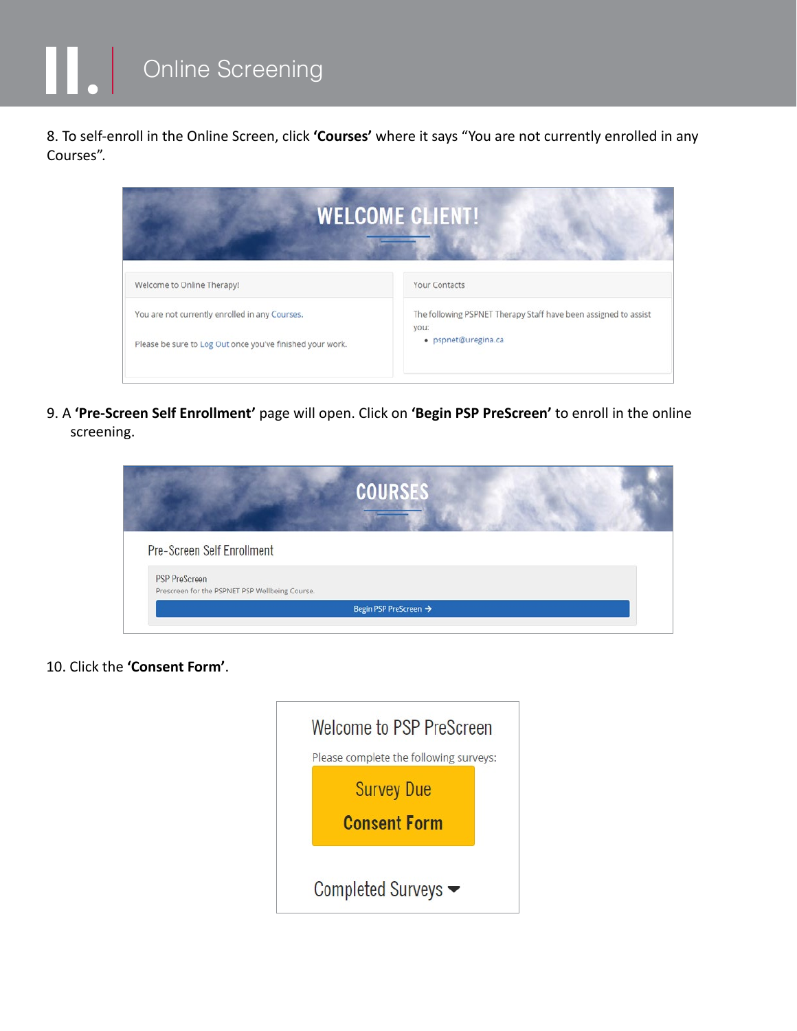# II. Online Screening

8. To self-enroll in the Online Screen, click **'Courses'** where it says "You are not currently enrolled in any Courses".

WELCOME CLIENT!

Welcome to Online Therapy!

You are not currently enrolled in any Courses.

Please be sure to Log Out once you've finished your work.

Your Contacts

The following PSPNET Therapy Staff have been assigned to assist you:

- pspnet@uregina.ca

9. A **'Pre-Screen Self Enrollment'** page will open. Click on **'Begin PSP PreScreen'** to enroll in the online screening.

COURSES

Pre-Screen Self Enrollment

PSP PreScreen
Prescreen for the PSPNET PSP Wellbeing Course.

Begin PSP PreScreen →

10. Click the **'Consent Form'**.

Welcome to PSP PreScreen

Please complete the following surveys:

Survey Due
**Consent Form**

Completed Surveys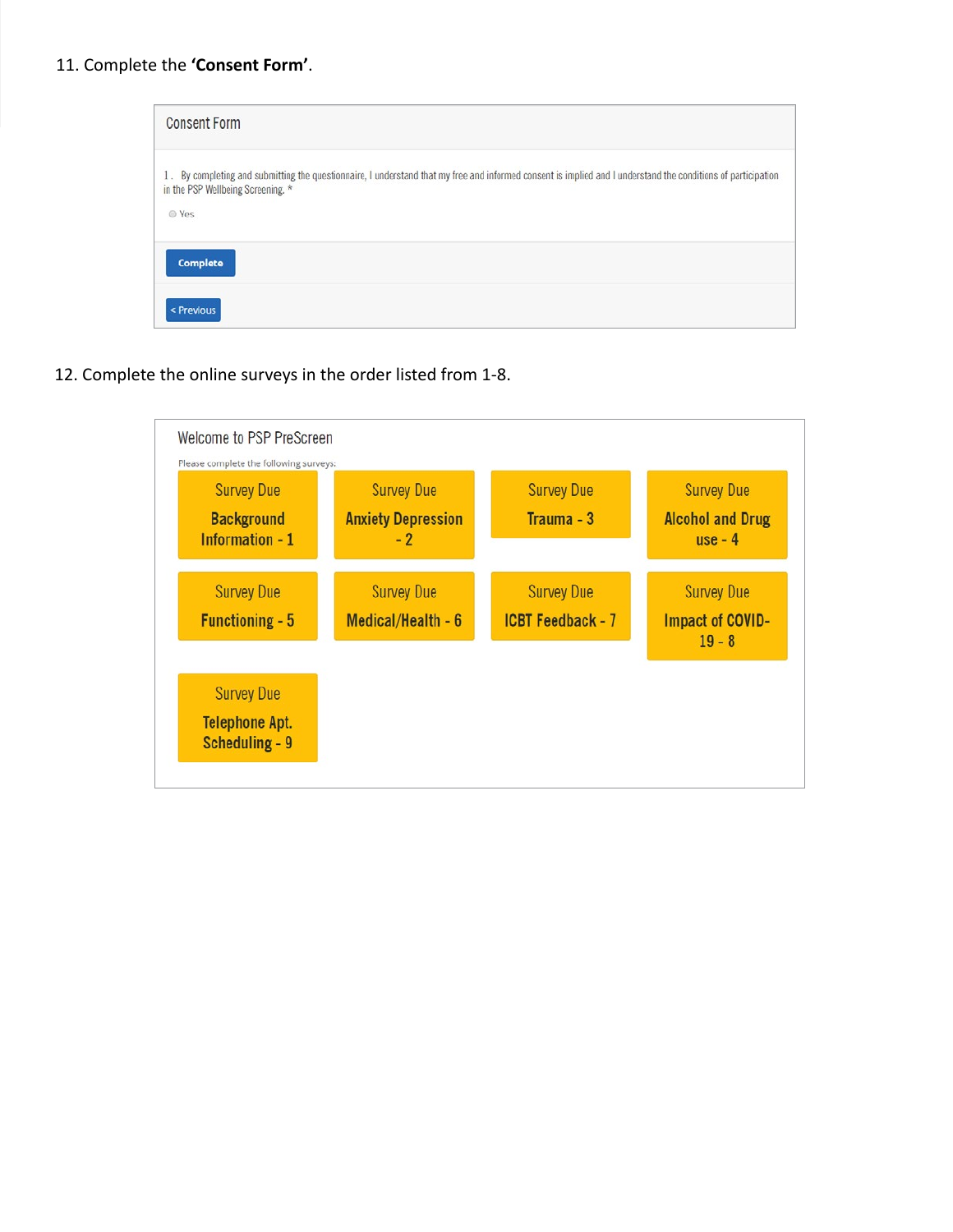11. Complete the **'Consent Form'**.

Consent Form

1. By completing and submitting the questionnaire, I understand that my free and informed consent is implied and I understand the conditions of participation in the PSP Wellbeing Screening. *

Yes

Complete

< Previous

12. Complete the online surveys in the order listed from 1-8.

Welcome to PSP PreScreen

Please complete the following surveys:

| | | | |
|---|---|---|---|
| Survey Due **Background Information - 1** | Survey Due **Anxiety Depression - 2** | Survey Due **Trauma - 3** | Survey Due **Alcohol and Drug use - 4** |
| Survey Due **Functioning - 5** | Survey Due **Medical/Health - 6** | Survey Due **ICBT Feedback - 7** | Survey Due **Impact of COVID-19 - 8** |
| Survey Due **Telephone Apt. Scheduling - 9** | | | |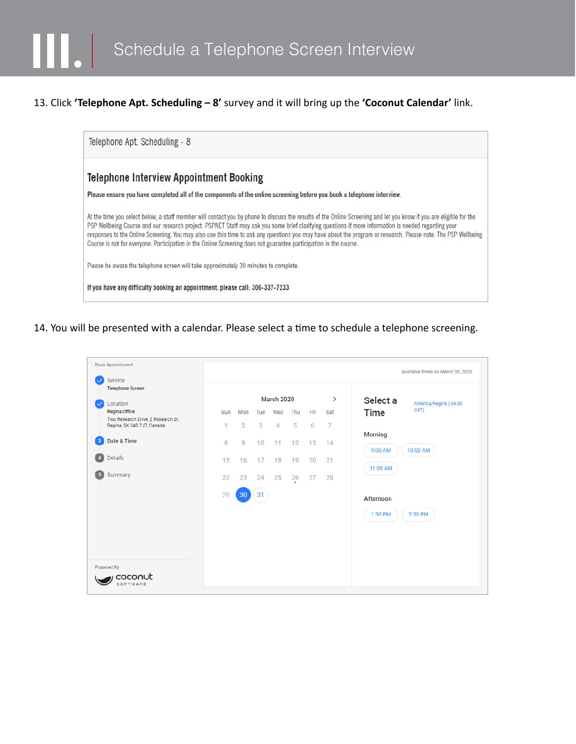# III. Schedule a Telephone Screen Interview

13. Click **'Telephone Apt. Scheduling – 8'** survey and it will bring up the **'Coconut Calendar'** link.

Telephone Apt. Scheduling - 8

## Telephone Interview Appointment Booking

**Please ensure you have completed all of the components of the online screening before you book a telephone interview.**

At the time you select below, a staff member will contact you by phone to discuss the results of the Online Screening and let you know if you are eligible for the PSP Wellbeing Course and our research project. PSPNET Staff may ask you some brief clarifying questions if more information is needed regarding your responses to the Online Screening. You may also use this time to ask any questions you may have about the program or research. Please note: The PSP Wellbeing Course is not for everyone. Participation in the Online Screening does not guarantee participation in the course.

Please be aware the telephone screen will take approximately 30 minutes to complete.

**If you have any difficulty booking an appointment, please call: 306-337-7233**

14. You will be presented with a calendar. Please select a time to schedule a telephone screening.

Book Appointment

- Service: Telephone Screen
- Location: Regina Office, Two Research Drive, 2 Research Dr, Regina, SK S4S 7J7, Canada
- 3 Date & Time
- 4 Details
- 5 Summary

Powered By coconut SOFTWARE

Available times on March 30, 2020

March 2020

| Sun | Mon | Tue | Wed | Thu | Fri | Sat |
|---|---|---|---|---|---|---|
| 1 | 2 | 3 | 4 | 5 | 6 | 7 |
| 8 | 9 | 10 | 11 | 12 | 13 | 14 |
| 15 | 16 | 17 | 18 | 19 | 20 | 21 |
| 22 | 23 | 24 | 25 | 26 | 27 | 28 |
| 29 | 30 | 31 | | | | |

Select a Time — America/Regina (-06:00 CST)

Morning: 9:00 AM, 10:00 AM, 11:00 AM

Afternoon: 1:30 PM, 2:30 PM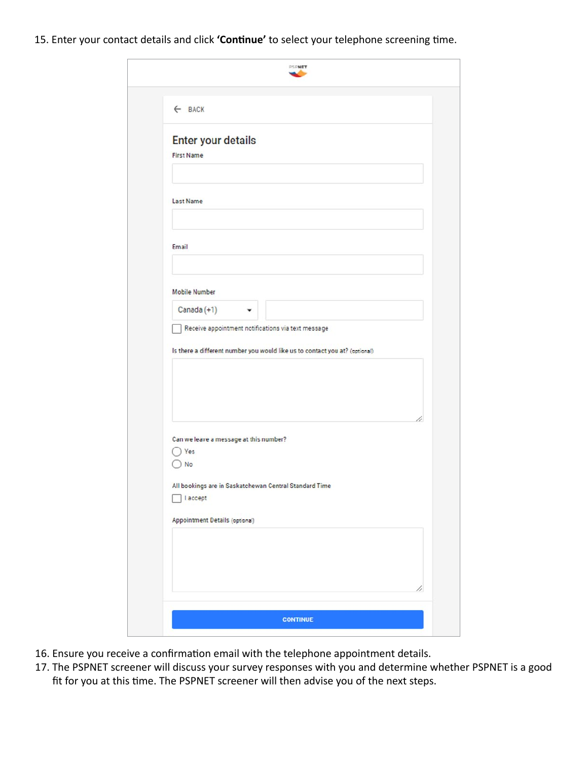15. Enter your contact details and click **'Continue'** to select your telephone screening time.

PSPNET

← BACK

Enter your details

First Name

Last Name

Email

Mobile Number

Canada (+1)

Receive appointment notifications via text message

Is there a different number you would like us to contact you at? (optional)

Can we leave a message at this number?

Yes

No

All bookings are in Saskatchewan Central Standard Time

I accept

Appointment Details (optional)

CONTINUE

16. Ensure you receive a confirmation email with the telephone appointment details.
17. The PSPNET screener will discuss your survey responses with you and determine whether PSPNET is a good fit for you at this time. The PSPNET screener will then advise you of the next steps.